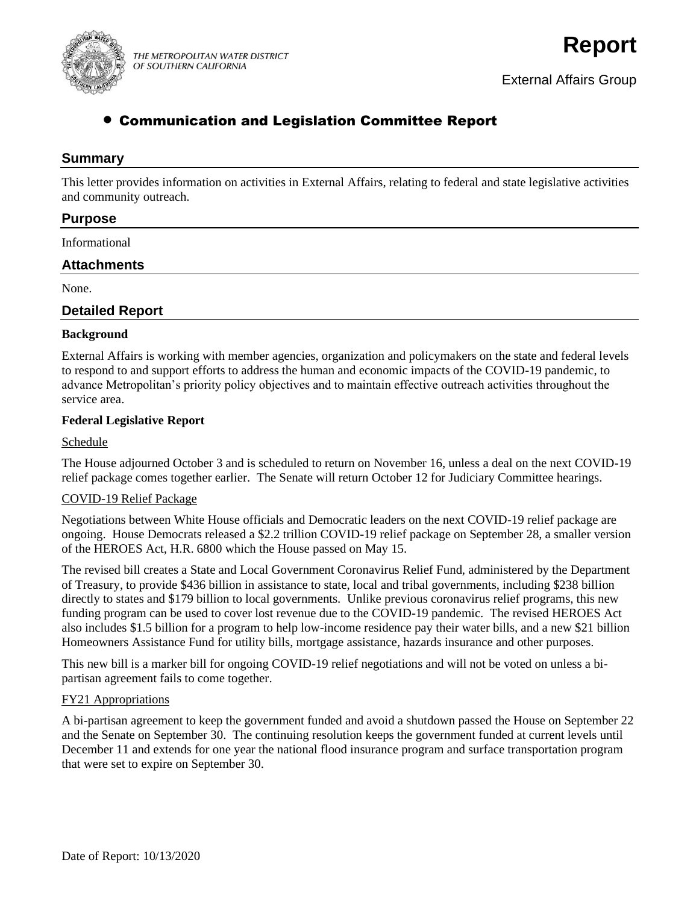THE METROPOLITAN WATER DISTRICT OF SOUTHERN CALIFORNIA

# Report

External Affairs Group

## • Communication and Legislation Committee Report

### Summary

This letter provides information on activities in External Affairs, relating to federal and state legislative activities and community outreach.

### Purpose

Informational

### Attachments

None.

### Detailed Report

**Background**

External Affairs is working with member agencies, organization and policymakers on the state and federal levels to respond to and support efforts to address the human and economic impacts of the COVID-19 pandemic, to advance Metropolitan's priority policy objectives and to maintain effective outreach activities throughout the service area.

**Federal Legislative Report**

Schedule

The House adjourned October 3 and is scheduled to return on November 16, unless a deal on the next COVID-19 relief package comes together earlier. The Senate will return October 12 for Judiciary Committee hearings.

COVID-19 Relief Package

Negotiations between White House officials and Democratic leaders on the next COVID-19 relief package are ongoing. House Democrats released a $2.2 trillion COVID-19 relief package on September 28, a smaller version of the HEROES Act, H.R. 6800 which the House passed on May 15.

The revised bill creates a State and Local Government Coronavirus Relief Fund, administered by the Department of Treasury, to provide $436 billion in assistance to state, local and tribal governments, including $238 billion directly to states and $179 billion to local governments. Unlike previous coronavirus relief programs, this new funding program can be used to cover lost revenue due to the COVID-19 pandemic. The revised HEROES Act also includes $1.5 billion for a program to help low-income residence pay their water bills, and a new $21 billion Homeowners Assistance Fund for utility bills, mortgage assistance, hazards insurance and other purposes.

This new bill is a marker bill for ongoing COVID-19 relief negotiations and will not be voted on unless a bi-partisan agreement fails to come together.

FY21 Appropriations

A bi-partisan agreement to keep the government funded and avoid a shutdown passed the House on September 22 and the Senate on September 30. The continuing resolution keeps the government funded at current levels until December 11 and extends for one year the national flood insurance program and surface transportation program that were set to expire on September 30.

Date of Report: 10/13/2020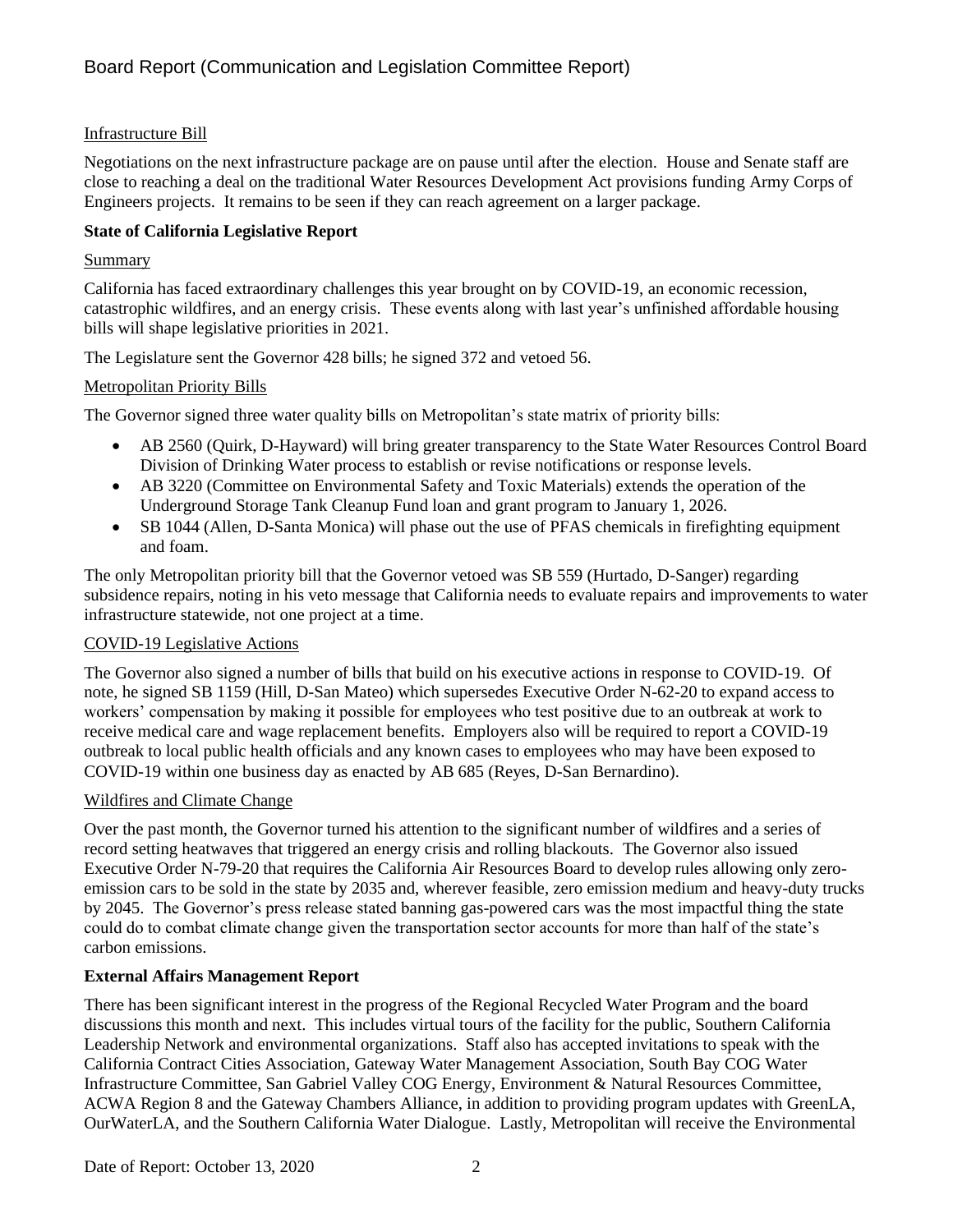Infrastructure Bill

Negotiations on the next infrastructure package are on pause until after the election. House and Senate staff are close to reaching a deal on the traditional Water Resources Development Act provisions funding Army Corps of Engineers projects. It remains to be seen if they can reach agreement on a larger package.

**State of California Legislative Report**

Summary

California has faced extraordinary challenges this year brought on by COVID-19, an economic recession, catastrophic wildfires, and an energy crisis. These events along with last year's unfinished affordable housing bills will shape legislative priorities in 2021.

The Legislature sent the Governor 428 bills; he signed 372 and vetoed 56.

Metropolitan Priority Bills

The Governor signed three water quality bills on Metropolitan's state matrix of priority bills:

- AB 2560 (Quirk, D-Hayward) will bring greater transparency to the State Water Resources Control Board Division of Drinking Water process to establish or revise notifications or response levels.
- AB 3220 (Committee on Environmental Safety and Toxic Materials) extends the operation of the Underground Storage Tank Cleanup Fund loan and grant program to January 1, 2026.
- SB 1044 (Allen, D-Santa Monica) will phase out the use of PFAS chemicals in firefighting equipment and foam.

The only Metropolitan priority bill that the Governor vetoed was SB 559 (Hurtado, D-Sanger) regarding subsidence repairs, noting in his veto message that California needs to evaluate repairs and improvements to water infrastructure statewide, not one project at a time.

COVID-19 Legislative Actions

The Governor also signed a number of bills that build on his executive actions in response to COVID-19. Of note, he signed SB 1159 (Hill, D-San Mateo) which supersedes Executive Order N-62-20 to expand access to workers' compensation by making it possible for employees who test positive due to an outbreak at work to receive medical care and wage replacement benefits. Employers also will be required to report a COVID-19 outbreak to local public health officials and any known cases to employees who may have been exposed to COVID-19 within one business day as enacted by AB 685 (Reyes, D-San Bernardino).

Wildfires and Climate Change

Over the past month, the Governor turned his attention to the significant number of wildfires and a series of record setting heatwaves that triggered an energy crisis and rolling blackouts. The Governor also issued Executive Order N-79-20 that requires the California Air Resources Board to develop rules allowing only zero-emission cars to be sold in the state by 2035 and, wherever feasible, zero emission medium and heavy-duty trucks by 2045. The Governor's press release stated banning gas-powered cars was the most impactful thing the state could do to combat climate change given the transportation sector accounts for more than half of the state's carbon emissions.

**External Affairs Management Report**

There has been significant interest in the progress of the Regional Recycled Water Program and the board discussions this month and next. This includes virtual tours of the facility for the public, Southern California Leadership Network and environmental organizations. Staff also has accepted invitations to speak with the California Contract Cities Association, Gateway Water Management Association, South Bay COG Water Infrastructure Committee, San Gabriel Valley COG Energy, Environment & Natural Resources Committee, ACWA Region 8 and the Gateway Chambers Alliance, in addition to providing program updates with GreenLA, OurWaterLA, and the Southern California Water Dialogue. Lastly, Metropolitan will receive the Environmental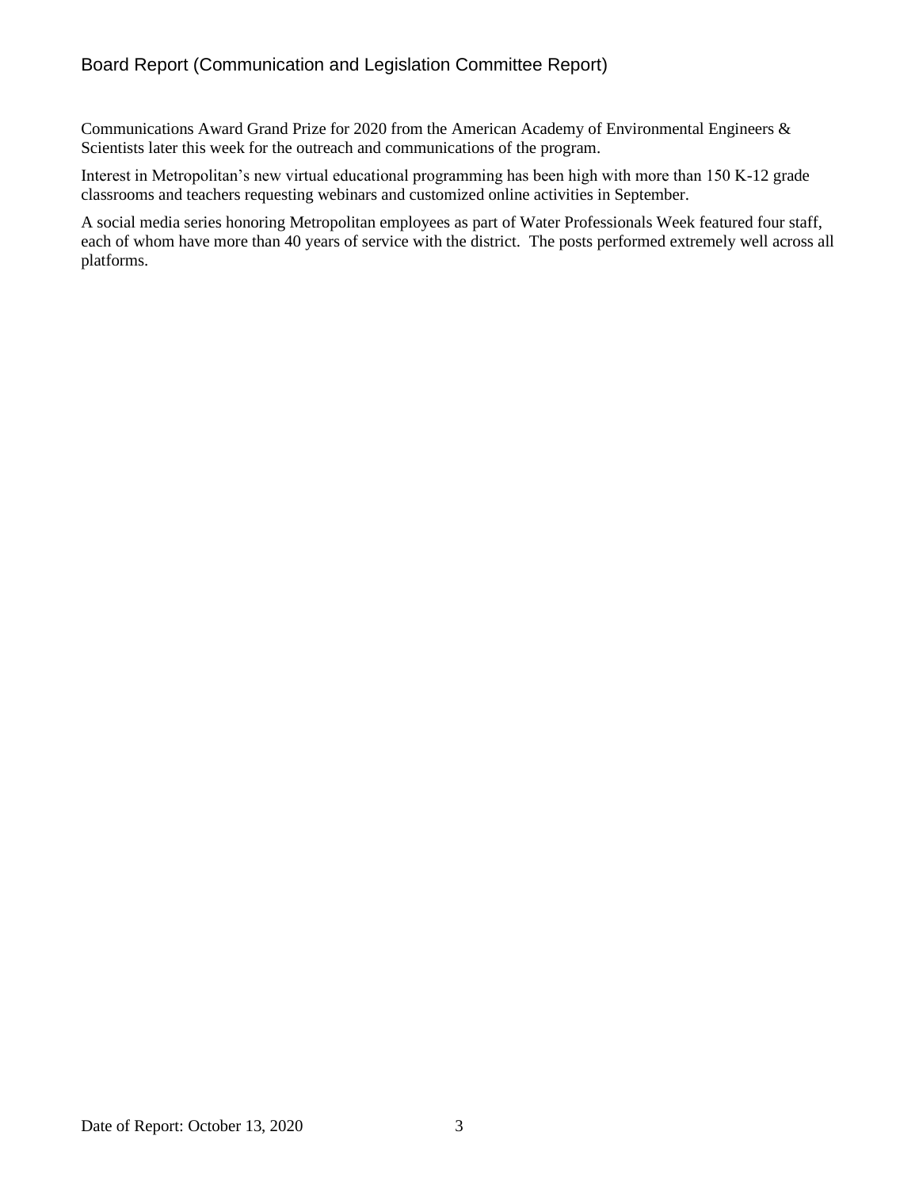Communications Award Grand Prize for 2020 from the American Academy of Environmental Engineers & Scientists later this week for the outreach and communications of the program.

Interest in Metropolitan's new virtual educational programming has been high with more than 150 K-12 grade classrooms and teachers requesting webinars and customized online activities in September.

A social media series honoring Metropolitan employees as part of Water Professionals Week featured four staff, each of whom have more than 40 years of service with the district. The posts performed extremely well across all platforms.